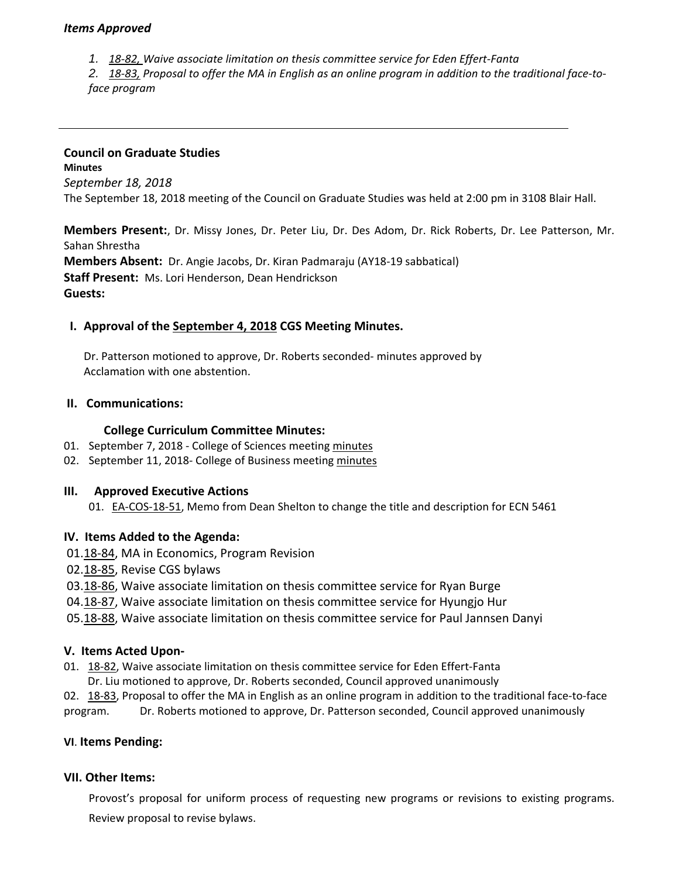***Items Approved***

1. *18-82, Waive associate limitation on thesis committee service for Eden Effert-Fanta*
2. *18-83, Proposal to offer the MA in English as an online program in addition to the traditional face-to-face program*

---

**Council on Graduate Studies**

**Minutes**

*September 18, 2018*

The September 18, 2018 meeting of the Council on Graduate Studies was held at 2:00 pm in 3108 Blair Hall.

**Members Present:**, Dr. Missy Jones, Dr. Peter Liu, Dr. Des Adom, Dr. Rick Roberts, Dr. Lee Patterson, Mr. Sahan Shrestha

**Members Absent:** Dr. Angie Jacobs, Dr. Kiran Padmaraju (AY18-19 sabbatical)

**Staff Present:** Ms. Lori Henderson, Dean Hendrickson

**Guests:**

## I. Approval of the September 4, 2018 CGS Meeting Minutes.

Dr. Patterson motioned to approve, Dr. Roberts seconded- minutes approved by Acclamation with one abstention.

## II. Communications:

### College Curriculum Committee Minutes:

01. September 7, 2018 - College of Sciences meeting minutes
02. September 11, 2018- College of Business meeting minutes

## III. Approved Executive Actions

01. EA-COS-18-51, Memo from Dean Shelton to change the title and description for ECN 5461

## IV. Items Added to the Agenda:

01. 18-84, MA in Economics, Program Revision
02. 18-85, Revise CGS bylaws
03. 18-86, Waive associate limitation on thesis committee service for Ryan Burge
04. 18-87, Waive associate limitation on thesis committee service for Hyungjo Hur
05. 18-88, Waive associate limitation on thesis committee service for Paul Jannsen Danyi

## V. Items Acted Upon-

01. 18-82, Waive associate limitation on thesis committee service for Eden Effert-Fanta
    Dr. Liu motioned to approve, Dr. Roberts seconded, Council approved unanimously
02. 18-83, Proposal to offer the MA in English as an online program in addition to the traditional face-to-face program. Dr. Roberts motioned to approve, Dr. Patterson seconded, Council approved unanimously

## VI. Items Pending:

## VII. Other Items:

Provost's proposal for uniform process of requesting new programs or revisions to existing programs.

Review proposal to revise bylaws.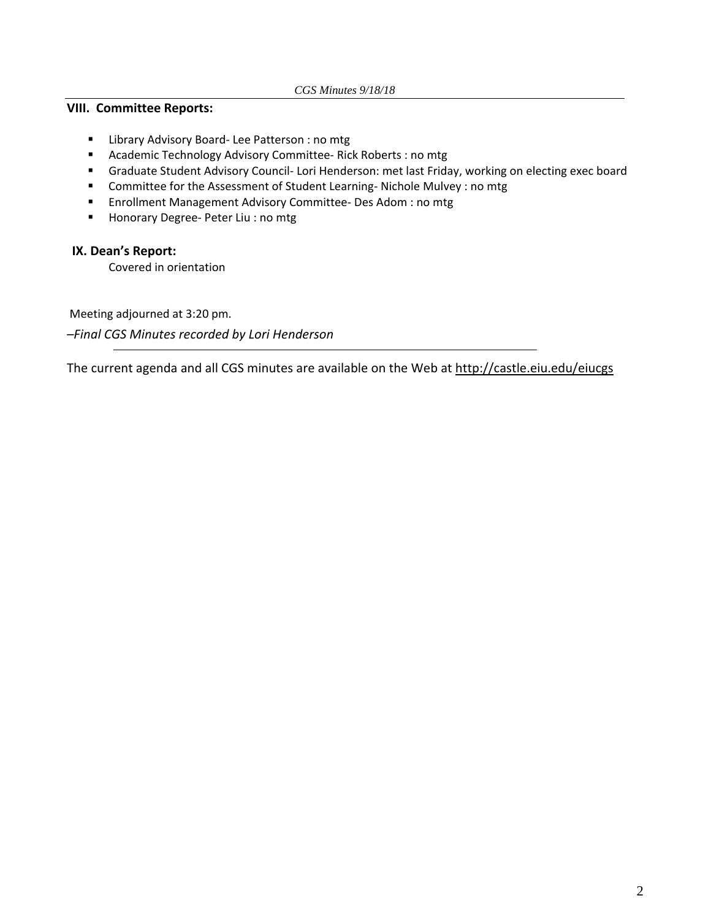### VIII. Committee Reports:

- Library Advisory Board- Lee Patterson : no mtg
- Academic Technology Advisory Committee- Rick Roberts : no mtg
- Graduate Student Advisory Council- Lori Henderson: met last Friday, working on electing exec board
- Committee for the Assessment of Student Learning- Nichole Mulvey : no mtg
- Enrollment Management Advisory Committee- Des Adom : no mtg
- Honorary Degree- Peter Liu : no mtg

### IX. Dean's Report:

Covered in orientation

Meeting adjourned at 3:20 pm.

*–Final CGS Minutes recorded by Lori Henderson*

---

The current agenda and all CGS minutes are available on the Web at http://castle.eiu.edu/eiucgs